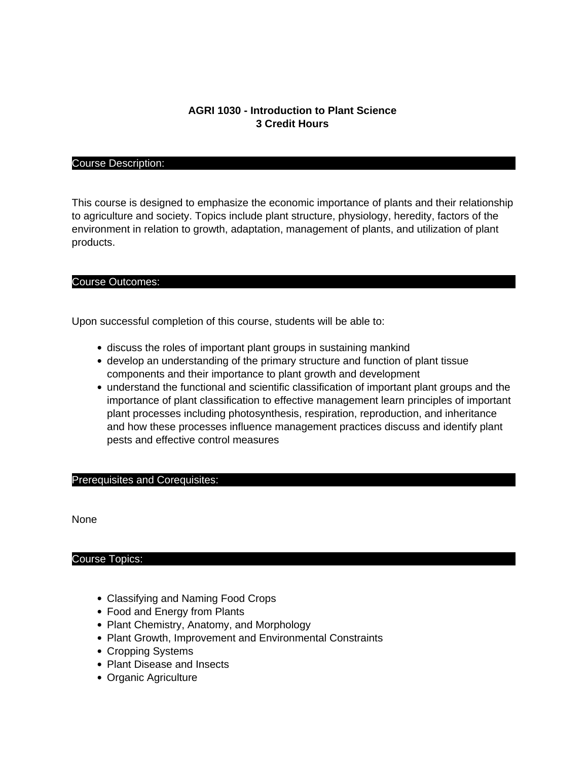# AGRI 1030 - Introduction to Plant Science
**3 Credit Hours**

## Course Description:

This course is designed to emphasize the economic importance of plants and their relationship to agriculture and society. Topics include plant structure, physiology, heredity, factors of the environment in relation to growth, adaptation, management of plants, and utilization of plant products.

## Course Outcomes:

Upon successful completion of this course, students will be able to:

- discuss the roles of important plant groups in sustaining mankind
- develop an understanding of the primary structure and function of plant tissue components and their importance to plant growth and development
- understand the functional and scientific classification of important plant groups and the importance of plant classification to effective management learn principles of important plant processes including photosynthesis, respiration, reproduction, and inheritance and how these processes influence management practices discuss and identify plant pests and effective control measures

## Prerequisites and Corequisites:

None

## Course Topics:

- Classifying and Naming Food Crops
- Food and Energy from Plants
- Plant Chemistry, Anatomy, and Morphology
- Plant Growth, Improvement and Environmental Constraints
- Cropping Systems
- Plant Disease and Insects
- Organic Agriculture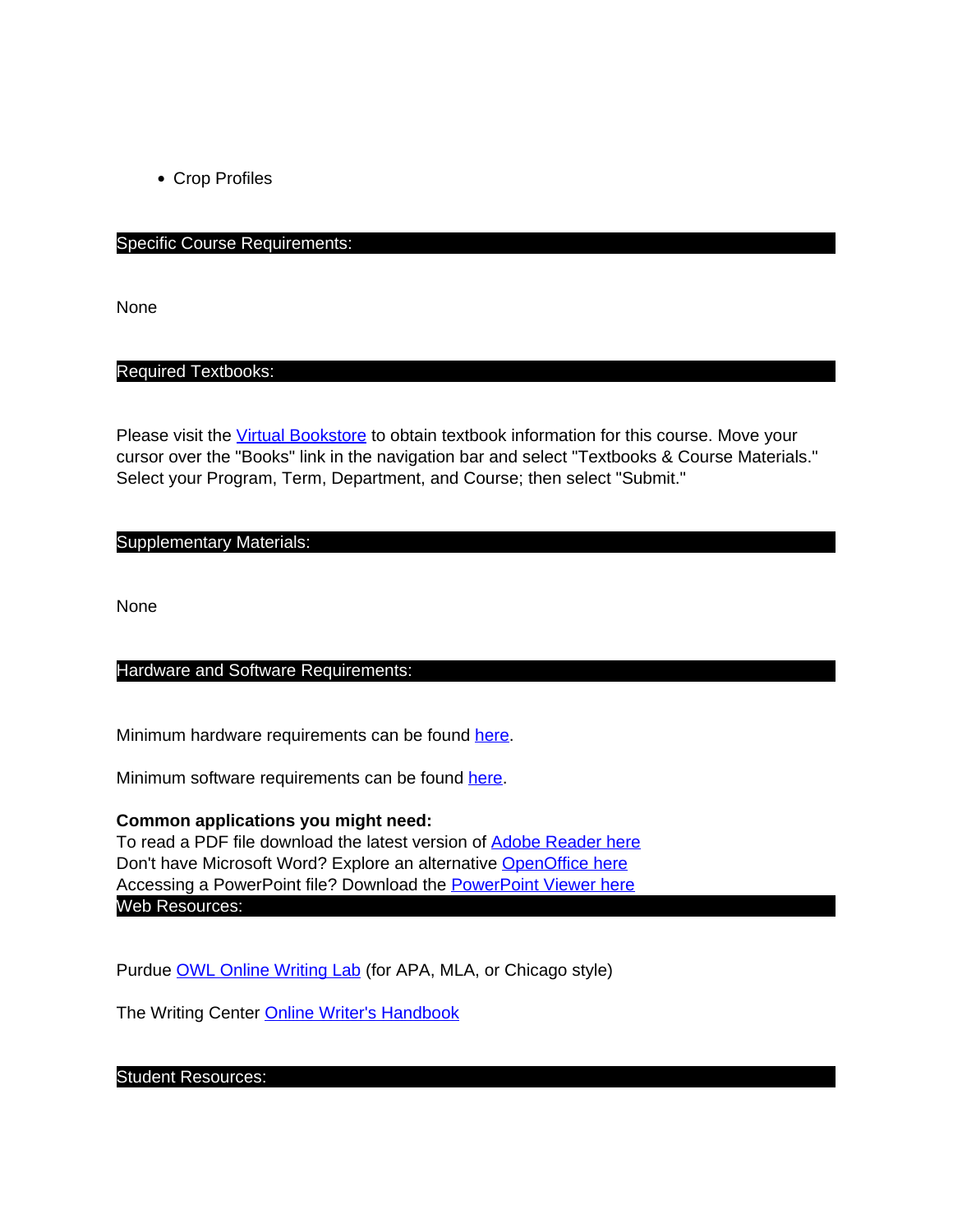- Crop Profiles

## Specific Course Requirements:

None

## Required Textbooks:

Please visit the Virtual Bookstore to obtain textbook information for this course. Move your cursor over the "Books" link in the navigation bar and select "Textbooks & Course Materials." Select your Program, Term, Department, and Course; then select "Submit."

## Supplementary Materials:

None

## Hardware and Software Requirements:

Minimum hardware requirements can be found here.

Minimum software requirements can be found here.

**Common applications you might need:**
To read a PDF file download the latest version of Adobe Reader here
Don't have Microsoft Word? Explore an alternative OpenOffice here
Accessing a PowerPoint file? Download the PowerPoint Viewer here

## Web Resources:

Purdue OWL Online Writing Lab (for APA, MLA, or Chicago style)

The Writing Center Online Writer's Handbook

## Student Resources: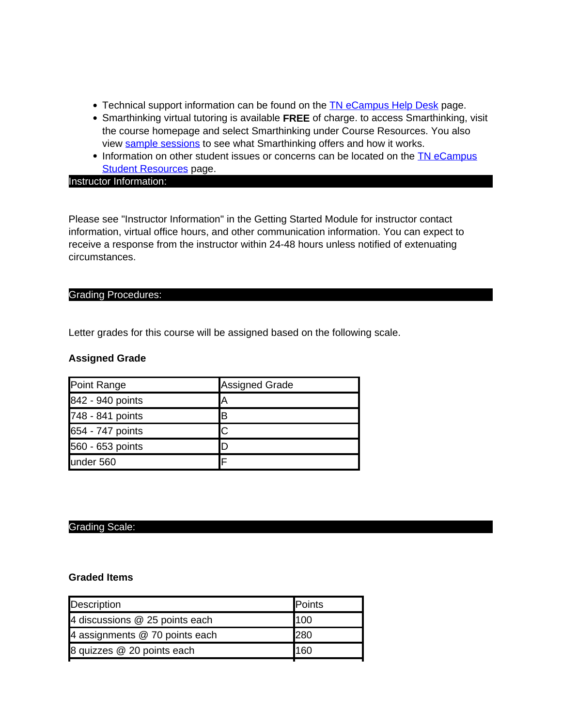- Technical support information can be found on the TN eCampus Help Desk page.
- Smarthinking virtual tutoring is available **FREE** of charge. to access Smarthinking, visit the course homepage and select Smarthinking under Course Resources. You also view sample sessions to see what Smarthinking offers and how it works.
- Information on other student issues or concerns can be located on the TN eCampus Student Resources page.

## Instructor Information:

Please see "Instructor Information" in the Getting Started Module for instructor contact information, virtual office hours, and other communication information. You can expect to receive a response from the instructor within 24-48 hours unless notified of extenuating circumstances.

## Grading Procedures:

Letter grades for this course will be assigned based on the following scale.

**Assigned Grade**

| Point Range | Assigned Grade |
|---|---|
| 842 - 940 points | A |
| 748 - 841 points | B |
| 654 - 747 points | C |
| 560 - 653 points | D |
| under 560 | F |

## Grading Scale:

**Graded Items**

| Description | Points |
|---|---|
| 4 discussions @ 25 points each | 100 |
| 4 assignments @ 70 points each | 280 |
| 8 quizzes @ 20 points each | 160 |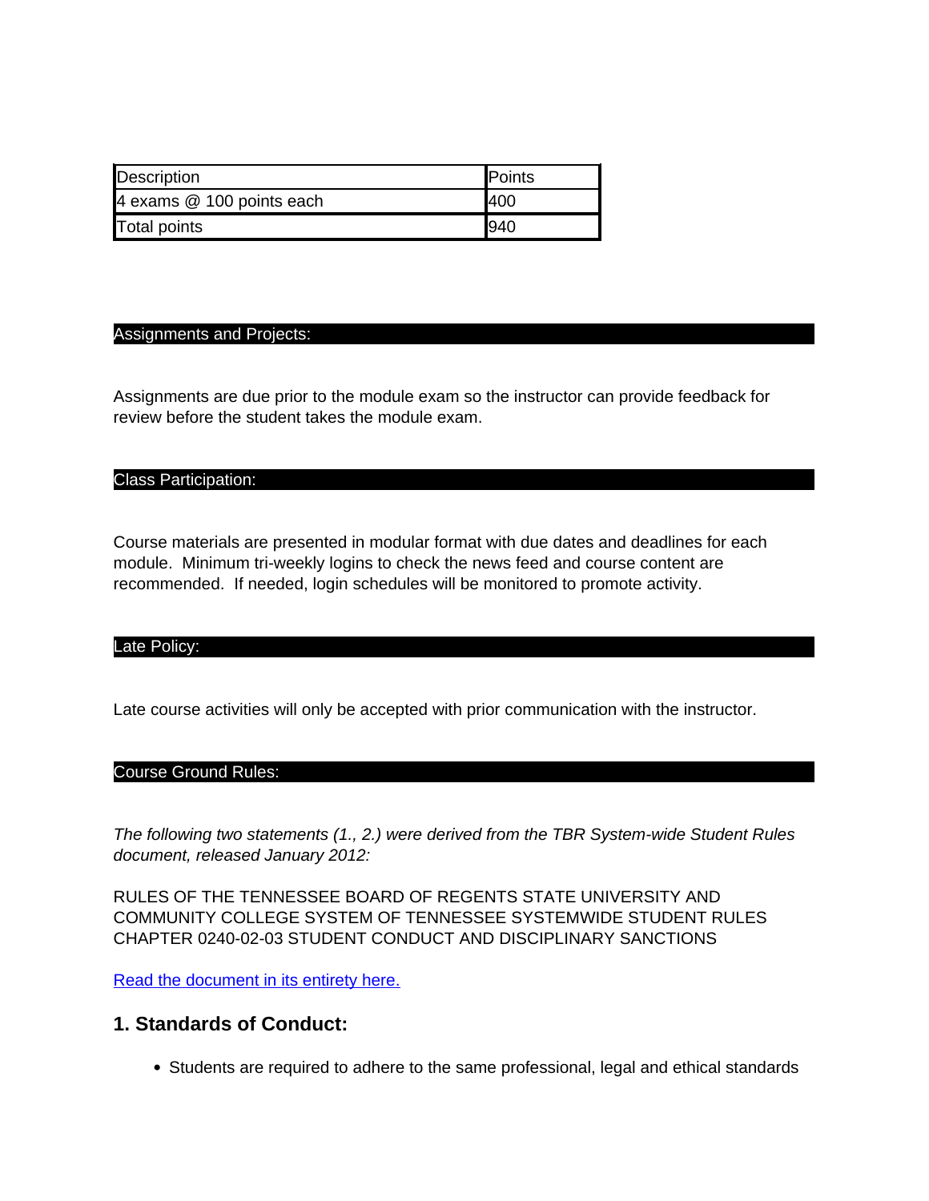| Description | Points |
| --- | --- |
| 4 exams @ 100 points each | 400 |
| Total points | 940 |

## Assignments and Projects:

Assignments are due prior to the module exam so the instructor can provide feedback for review before the student takes the module exam.

## Class Participation:

Course materials are presented in modular format with due dates and deadlines for each module. Minimum tri-weekly logins to check the news feed and course content are recommended. If needed, login schedules will be monitored to promote activity.

## Late Policy:

Late course activities will only be accepted with prior communication with the instructor.

## Course Ground Rules:

*The following two statements (1., 2.) were derived from the TBR System-wide Student Rules document, released January 2012:*

RULES OF THE TENNESSEE BOARD OF REGENTS STATE UNIVERSITY AND COMMUNITY COLLEGE SYSTEM OF TENNESSEE SYSTEMWIDE STUDENT RULES CHAPTER 0240-02-03 STUDENT CONDUCT AND DISCIPLINARY SANCTIONS

Read the document in its entirety here.

### 1. Standards of Conduct:

- Students are required to adhere to the same professional, legal and ethical standards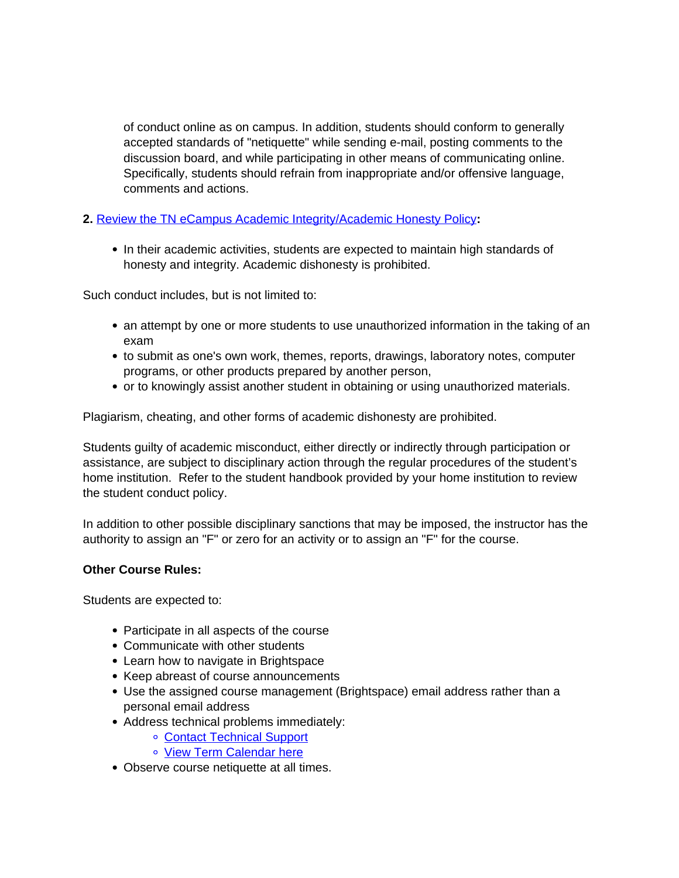of conduct online as on campus. In addition, students should conform to generally accepted standards of "netiquette" while sending e-mail, posting comments to the discussion board, and while participating in other means of communicating online. Specifically, students should refrain from inappropriate and/or offensive language, comments and actions.

**2.** Review the TN eCampus Academic Integrity/Academic Honesty Policy**:**

- In their academic activities, students are expected to maintain high standards of honesty and integrity. Academic dishonesty is prohibited.

Such conduct includes, but is not limited to:

- an attempt by one or more students to use unauthorized information in the taking of an exam
- to submit as one's own work, themes, reports, drawings, laboratory notes, computer programs, or other products prepared by another person,
- or to knowingly assist another student in obtaining or using unauthorized materials.

Plagiarism, cheating, and other forms of academic dishonesty are prohibited.

Students guilty of academic misconduct, either directly or indirectly through participation or assistance, are subject to disciplinary action through the regular procedures of the student's home institution. Refer to the student handbook provided by your home institution to review the student conduct policy.

In addition to other possible disciplinary sanctions that may be imposed, the instructor has the authority to assign an "F" or zero for an activity or to assign an "F" for the course.

**Other Course Rules:**

Students are expected to:

- Participate in all aspects of the course
- Communicate with other students
- Learn how to navigate in Brightspace
- Keep abreast of course announcements
- Use the assigned course management (Brightspace) email address rather than a personal email address
- Address technical problems immediately:
  - Contact Technical Support
  - View Term Calendar here
- Observe course netiquette at all times.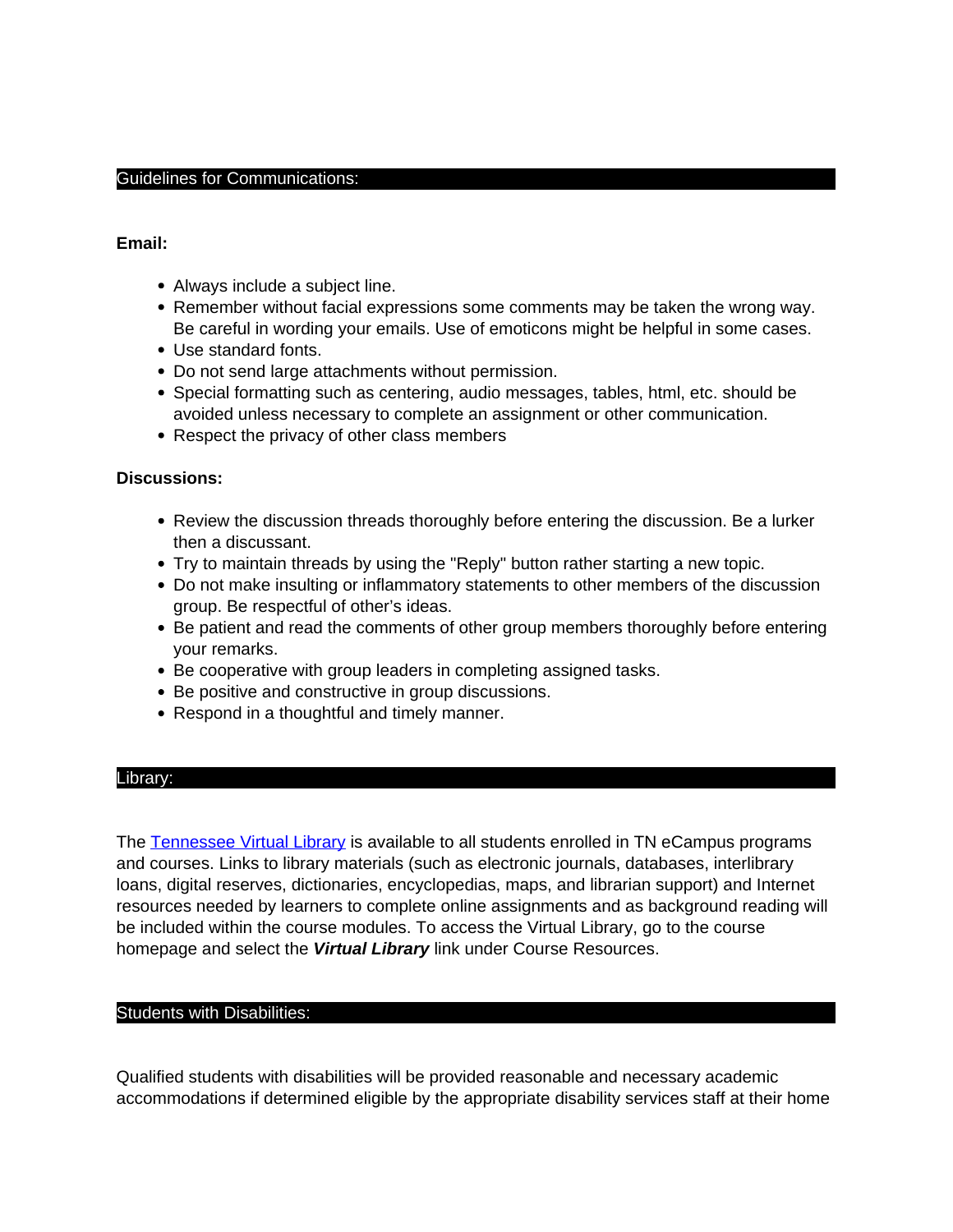## Guidelines for Communications:

**Email:**

- Always include a subject line.
- Remember without facial expressions some comments may be taken the wrong way. Be careful in wording your emails. Use of emoticons might be helpful in some cases.
- Use standard fonts.
- Do not send large attachments without permission.
- Special formatting such as centering, audio messages, tables, html, etc. should be avoided unless necessary to complete an assignment or other communication.
- Respect the privacy of other class members

**Discussions:**

- Review the discussion threads thoroughly before entering the discussion. Be a lurker then a discussant.
- Try to maintain threads by using the "Reply" button rather starting a new topic.
- Do not make insulting or inflammatory statements to other members of the discussion group. Be respectful of other's ideas.
- Be patient and read the comments of other group members thoroughly before entering your remarks.
- Be cooperative with group leaders in completing assigned tasks.
- Be positive and constructive in group discussions.
- Respond in a thoughtful and timely manner.

## Library:

The Tennessee Virtual Library is available to all students enrolled in TN eCampus programs and courses. Links to library materials (such as electronic journals, databases, interlibrary loans, digital reserves, dictionaries, encyclopedias, maps, and librarian support) and Internet resources needed by learners to complete online assignments and as background reading will be included within the course modules. To access the Virtual Library, go to the course homepage and select the ***Virtual Library*** link under Course Resources.

## Students with Disabilities:

Qualified students with disabilities will be provided reasonable and necessary academic accommodations if determined eligible by the appropriate disability services staff at their home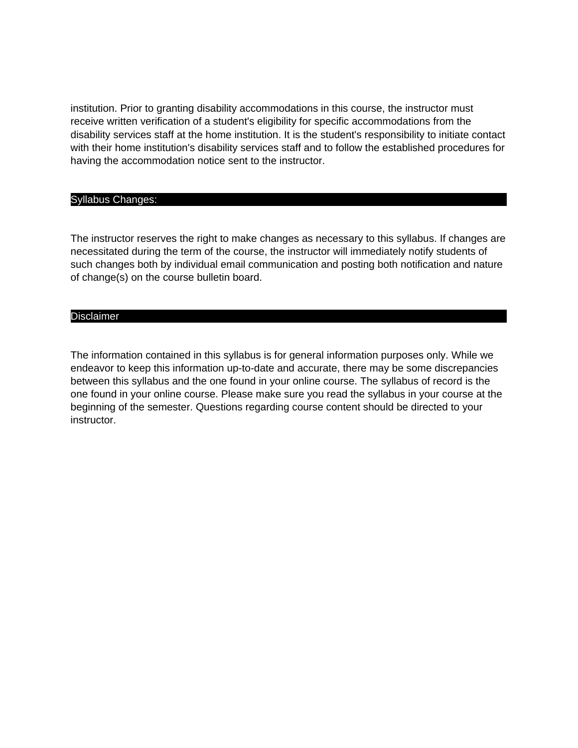institution. Prior to granting disability accommodations in this course, the instructor must receive written verification of a student's eligibility for specific accommodations from the disability services staff at the home institution. It is the student's responsibility to initiate contact with their home institution's disability services staff and to follow the established procedures for having the accommodation notice sent to the instructor.

## Syllabus Changes:

The instructor reserves the right to make changes as necessary to this syllabus. If changes are necessitated during the term of the course, the instructor will immediately notify students of such changes both by individual email communication and posting both notification and nature of change(s) on the course bulletin board.

## Disclaimer

The information contained in this syllabus is for general information purposes only. While we endeavor to keep this information up-to-date and accurate, there may be some discrepancies between this syllabus and the one found in your online course. The syllabus of record is the one found in your online course. Please make sure you read the syllabus in your course at the beginning of the semester. Questions regarding course content should be directed to your instructor.